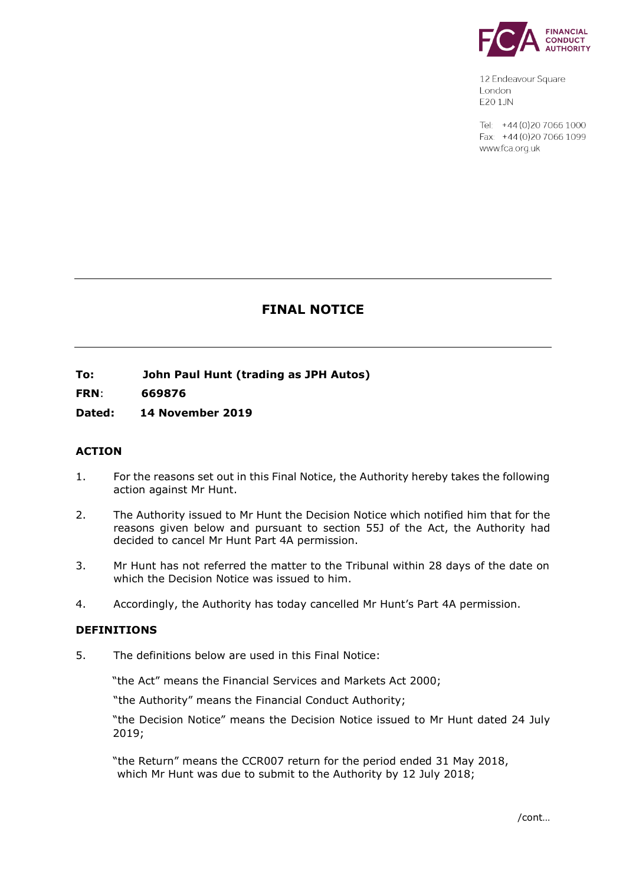12 Endeavour Square
London
E20 1JN

Tel: +44 (0)20 7066 1000
Fax: +44 (0)20 7066 1099
www.fca.org.uk

# FINAL NOTICE

**To:** **John Paul Hunt (trading as JPH Autos)**

**FRN**: **669876**

**Dated:** **14 November 2019**

## ACTION

1. For the reasons set out in this Final Notice, the Authority hereby takes the following action against Mr Hunt.

2. The Authority issued to Mr Hunt the Decision Notice which notified him that for the reasons given below and pursuant to section 55J of the Act, the Authority had decided to cancel Mr Hunt Part 4A permission.

3. Mr Hunt has not referred the matter to the Tribunal within 28 days of the date on which the Decision Notice was issued to him.

4. Accordingly, the Authority has today cancelled Mr Hunt's Part 4A permission.

## DEFINITIONS

5. The definitions below are used in this Final Notice:

"the Act" means the Financial Services and Markets Act 2000;

"the Authority" means the Financial Conduct Authority;

"the Decision Notice" means the Decision Notice issued to Mr Hunt dated 24 July 2019;

"the Return" means the CCR007 return for the period ended 31 May 2018, which Mr Hunt was due to submit to the Authority by 12 July 2018;

/cont…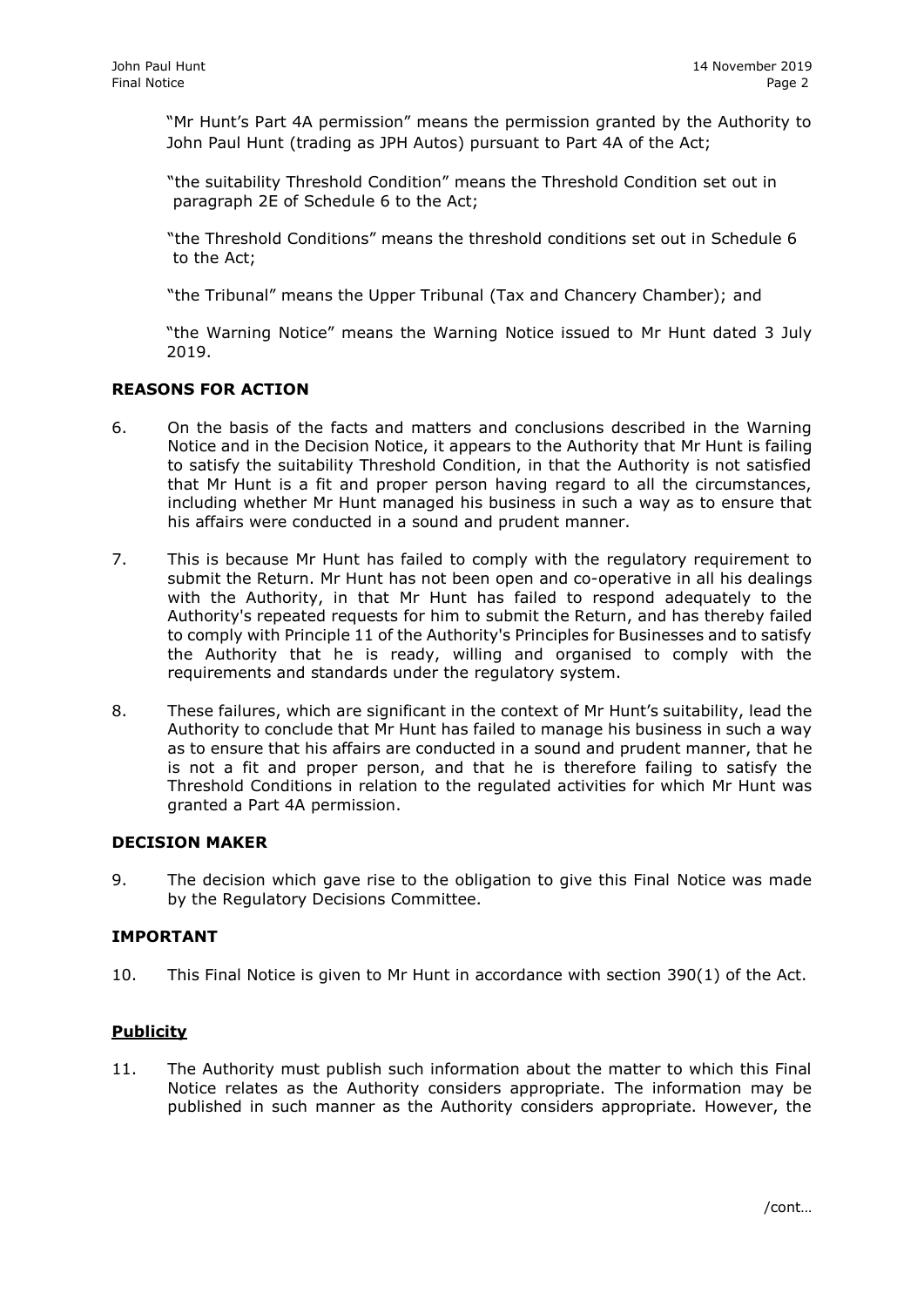"Mr Hunt's Part 4A permission" means the permission granted by the Authority to John Paul Hunt (trading as JPH Autos) pursuant to Part 4A of the Act;

"the suitability Threshold Condition" means the Threshold Condition set out in paragraph 2E of Schedule 6 to the Act;

"the Threshold Conditions" means the threshold conditions set out in Schedule 6 to the Act;

"the Tribunal" means the Upper Tribunal (Tax and Chancery Chamber); and

"the Warning Notice" means the Warning Notice issued to Mr Hunt dated 3 July 2019.

## REASONS FOR ACTION

6. On the basis of the facts and matters and conclusions described in the Warning Notice and in the Decision Notice, it appears to the Authority that Mr Hunt is failing to satisfy the suitability Threshold Condition, in that the Authority is not satisfied that Mr Hunt is a fit and proper person having regard to all the circumstances, including whether Mr Hunt managed his business in such a way as to ensure that his affairs were conducted in a sound and prudent manner.

7. This is because Mr Hunt has failed to comply with the regulatory requirement to submit the Return. Mr Hunt has not been open and co-operative in all his dealings with the Authority, in that Mr Hunt has failed to respond adequately to the Authority's repeated requests for him to submit the Return, and has thereby failed to comply with Principle 11 of the Authority's Principles for Businesses and to satisfy the Authority that he is ready, willing and organised to comply with the requirements and standards under the regulatory system.

8. These failures, which are significant in the context of Mr Hunt's suitability, lead the Authority to conclude that Mr Hunt has failed to manage his business in such a way as to ensure that his affairs are conducted in a sound and prudent manner, that he is not a fit and proper person, and that he is therefore failing to satisfy the Threshold Conditions in relation to the regulated activities for which Mr Hunt was granted a Part 4A permission.

## DECISION MAKER

9. The decision which gave rise to the obligation to give this Final Notice was made by the Regulatory Decisions Committee.

## IMPORTANT

10. This Final Notice is given to Mr Hunt in accordance with section 390(1) of the Act.

### Publicity

11. The Authority must publish such information about the matter to which this Final Notice relates as the Authority considers appropriate. The information may be published in such manner as the Authority considers appropriate. However, the

/cont…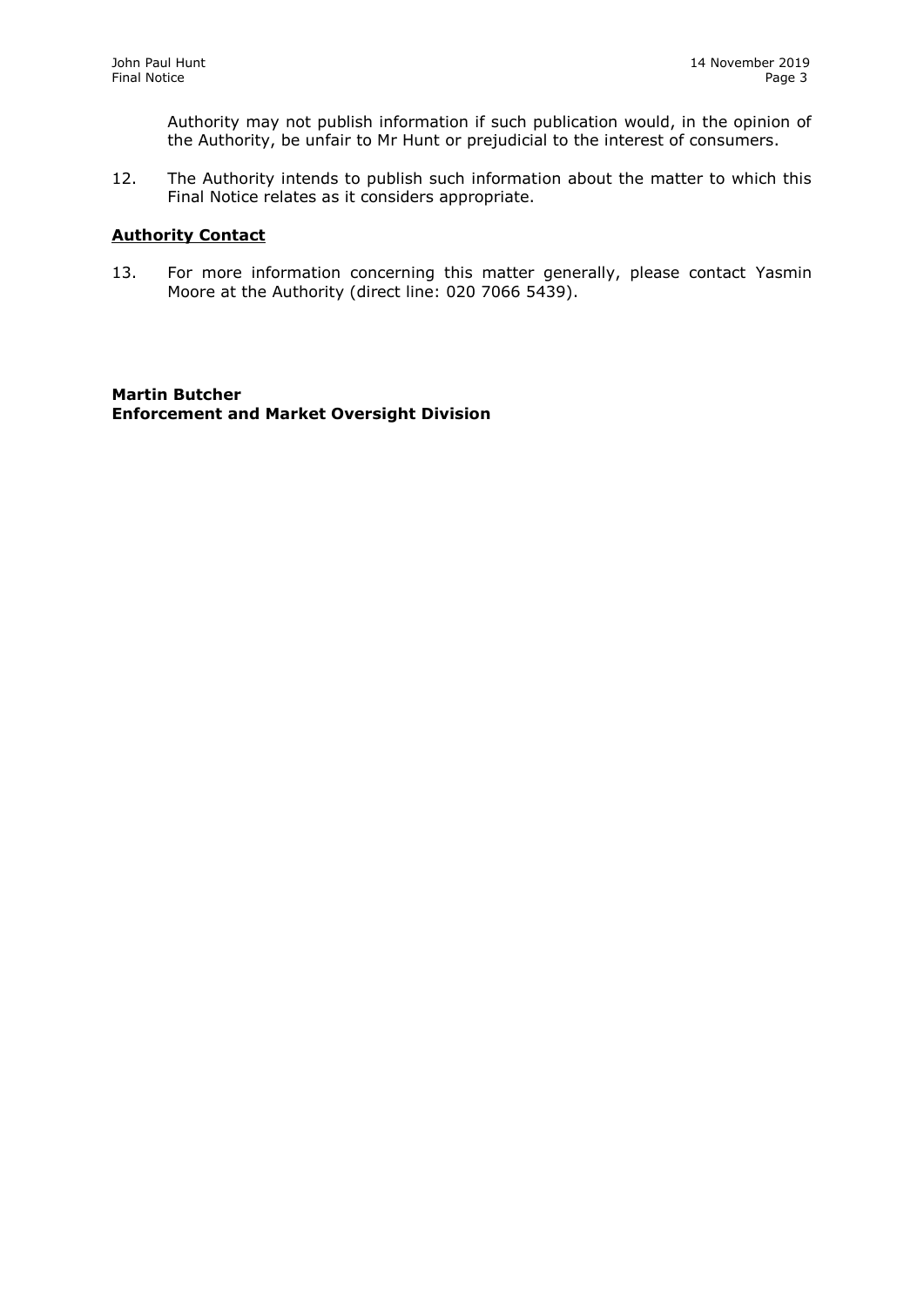Authority may not publish information if such publication would, in the opinion of the Authority, be unfair to Mr Hunt or prejudicial to the interest of consumers.

12. The Authority intends to publish such information about the matter to which this Final Notice relates as it considers appropriate.

## Authority Contact

13. For more information concerning this matter generally, please contact Yasmin Moore at the Authority (direct line: 020 7066 5439).

**Martin Butcher**
**Enforcement and Market Oversight Division**